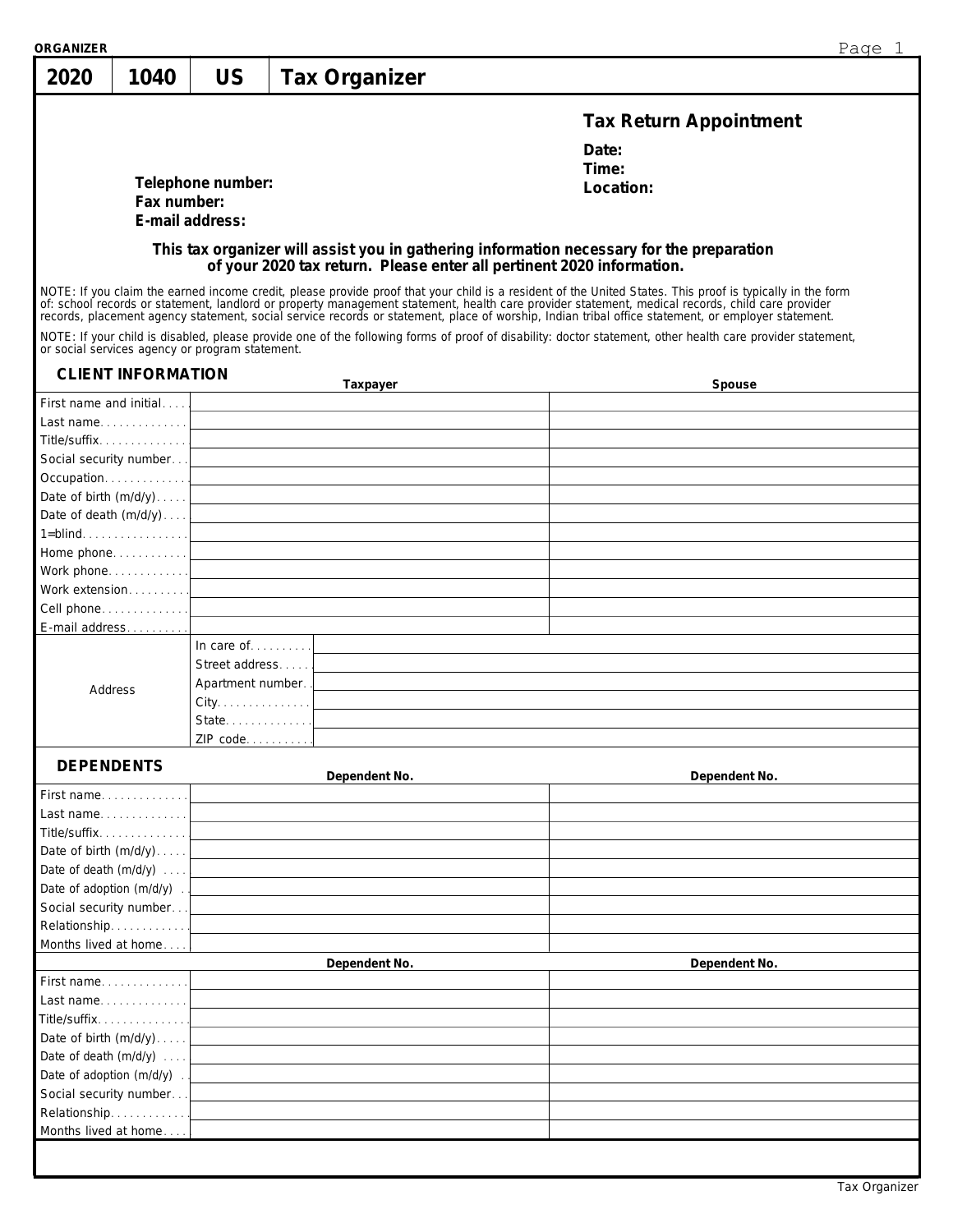ORGANIZER

# 2020 | 1040 | US | Tax Organizer

## Tax Return Appointment

**Date:**
**Time:**
**Location:**

**Telephone number:**
**Fax number:**
**E-mail address:**

**This tax organizer will assist you in gathering information necessary for the preparation of your 2020 tax return. Please enter all pertinent 2020 information.**

NOTE: If you claim the earned income credit, please provide proof that your child is a resident of the United States. This proof is typically in the form of: school records or statement, landlord or property management statement, health care provider statement, medical records, child care provider records, placement agency statement, social service records or statement, place of worship, Indian tribal office statement, or employer statement.

NOTE: If your child is disabled, please provide one of the following forms of proof of disability: doctor statement, other health care provider statement, or social services agency or program statement.

### CLIENT INFORMATION

| | Taxpayer | Spouse |
|---|---|---|
| First name and initial | | |
| Last name | | |
| Title/suffix | | |
| Social security number | | |
| Occupation | | |
| Date of birth (m/d/y) | | |
| Date of death (m/d/y) | | |
| 1=blind | | |
| Home phone | | |
| Work phone | | |
| Work extension | | |
| Cell phone | | |
| E-mail address | | |

| Address | |
|---|---|
| In care of | |
| Street address | |
| Apartment number | |
| City | |
| State | |
| ZIP code | |

### DEPENDENTS

| | Dependent No. | Dependent No. |
|---|---|---|
| First name | | |
| Last name | | |
| Title/suffix | | |
| Date of birth (m/d/y) | | |
| Date of death (m/d/y) | | |
| Date of adoption (m/d/y) | | |
| Social security number | | |
| Relationship | | |
| Months lived at home | | |

| | Dependent No. | Dependent No. |
|---|---|---|
| First name | | |
| Last name | | |
| Title/suffix | | |
| Date of birth (m/d/y) | | |
| Date of death (m/d/y) | | |
| Date of adoption (m/d/y) | | |
| Social security number | | |
| Relationship | | |
| Months lived at home | | |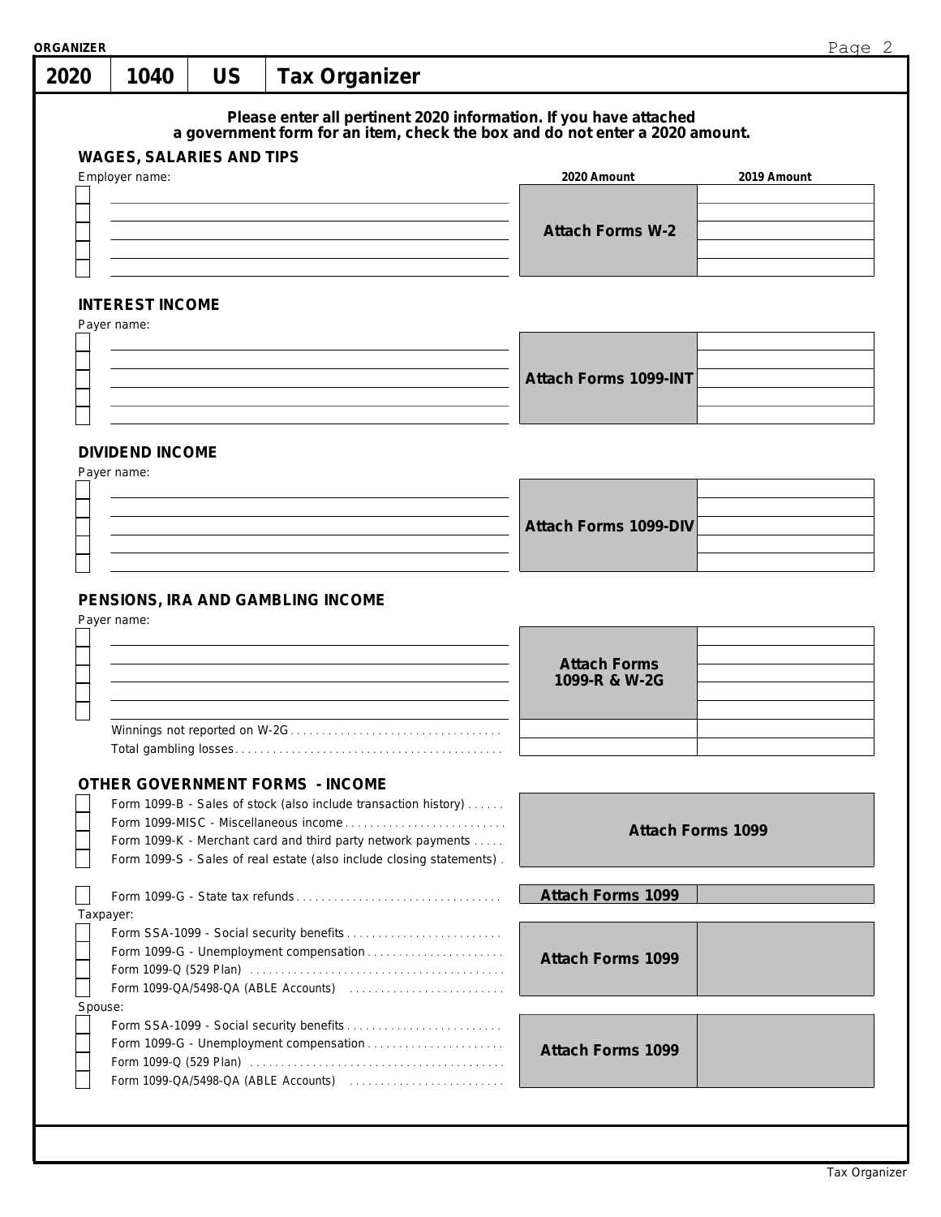ORGANIZER

# 2020 | 1040 | US | Tax Organizer

**Please enter all pertinent 2020 information. If you have attached a government form for an item, check the box and do not enter a 2020 amount.**

## WAGES, SALARIES AND TIPS

| ☐ | Employer name: | 2020 Amount | 2019 Amount |
|---|---|---|---|
| ☐ | | Attach Forms W-2 | |
| ☐ | | | |
| ☐ | | | |
| ☐ | | | |
| ☐ | | | |

## INTEREST INCOME

| ☐ | Payer name: | 2020 Amount | 2019 Amount |
|---|---|---|---|
| ☐ | | Attach Forms 1099-INT | |
| ☐ | | | |
| ☐ | | | |
| ☐ | | | |
| ☐ | | | |

## DIVIDEND INCOME

| ☐ | Payer name: | 2020 Amount | 2019 Amount |
|---|---|---|---|
| ☐ | | Attach Forms 1099-DIV | |
| ☐ | | | |
| ☐ | | | |
| ☐ | | | |
| ☐ | | | |

## PENSIONS, IRA AND GAMBLING INCOME

| ☐ | Payer name: | 2020 Amount | 2019 Amount |
|---|---|---|---|
| ☐ | | Attach Forms 1099-R & W-2G | |
| ☐ | | | |
| ☐ | | | |
| ☐ | | | |
| ☐ | | | |
| | Winnings not reported on W-2G | | |
| | Total gambling losses | | |

## OTHER GOVERNMENT FORMS - INCOME

| | | 2020 Amount | 2019 Amount |
|---|---|---|---|
| ☐ | Form 1099-B - Sales of stock (also include transaction history) | Attach Forms 1099 | |
| ☐ | Form 1099-MISC - Miscellaneous income | | |
| ☐ | Form 1099-K - Merchant card and third party network payments | | |
| ☐ | Form 1099-S - Sales of real estate (also include closing statements) | | |
| ☐ | Form 1099-G - State tax refunds | Attach Forms 1099 | |
| | **Taxpayer:** | | |
| ☐ | Form SSA-1099 - Social security benefits | Attach Forms 1099 | |
| ☐ | Form 1099-G - Unemployment compensation | | |
| ☐ | Form 1099-Q (529 Plan) | | |
| ☐ | Form 1099-QA/5498-QA (ABLE Accounts) | | |
| | **Spouse:** | | |
| ☐ | Form SSA-1099 - Social security benefits | Attach Forms 1099 | |
| ☐ | Form 1099-G - Unemployment compensation | | |
| ☐ | Form 1099-Q (529 Plan) | | |
| ☐ | Form 1099-QA/5498-QA (ABLE Accounts) | | |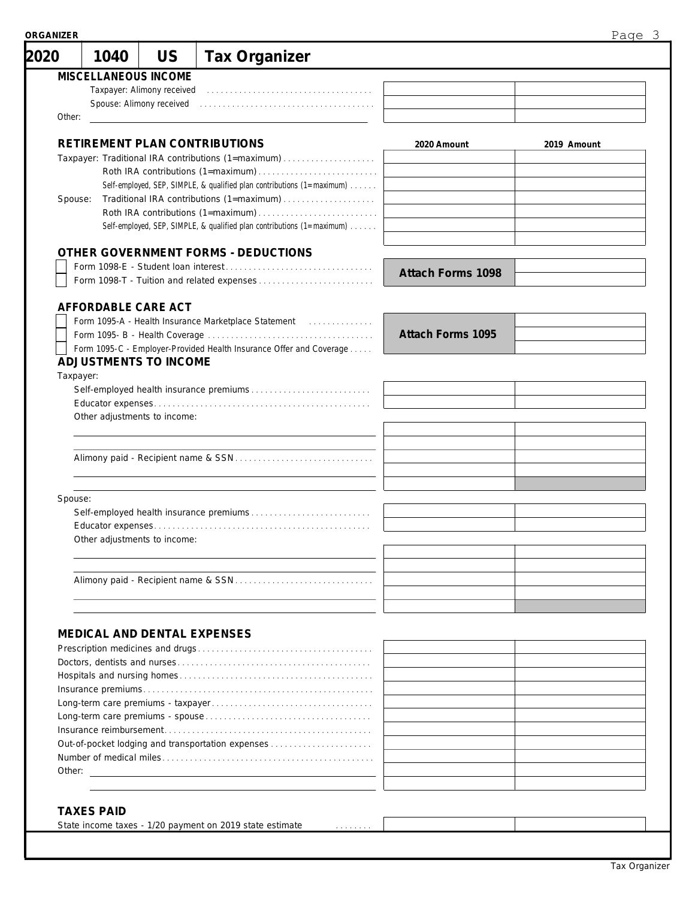**2020 | 1040 | US | Tax Organizer**

## MISCELLANEOUS INCOME

| | | |
|---|---|---|
| Taxpayer: Alimony received | | |
| Spouse: Alimony received | | |
| Other: | | |

## RETIREMENT PLAN CONTRIBUTIONS

| | 2020 Amount | 2019 Amount |
|---|---|---|
| Taxpayer: Traditional IRA contributions (1=maximum) | | |
| Roth IRA contributions (1=maximum) | | |
| Self-employed, SEP, SIMPLE, & qualified plan contributions (1=maximum) | | |
| Spouse: Traditional IRA contributions (1=maximum) | | |
| Roth IRA contributions (1=maximum) | | |
| Self-employed, SEP, SIMPLE, & qualified plan contributions (1=maximum) | | |
| | | |

## OTHER GOVERNMENT FORMS - DEDUCTIONS

| | | |
|---|---|---|
| ☐ Form 1098-E - Student loan interest | **Attach Forms 1098** | |
| ☐ Form 1098-T - Tuition and related expenses | | |

## AFFORDABLE CARE ACT

| | | |
|---|---|---|
| ☐ Form 1095-A - Health Insurance Marketplace Statement | **Attach Forms 1095** | |
| ☐ Form 1095- B - Health Coverage | | |
| ☐ Form 1095-C - Employer-Provided Health Insurance Offer and Coverage | | |

## ADJUSTMENTS TO INCOME

Taxpayer:

| | | |
|---|---|---|
| Self-employed health insurance premiums | | |
| Educator expenses | | |
| Other adjustments to income: | | |
| | | |
| | | |
| Alimony paid - Recipient name & SSN | | |
| | | |
| | | |

Spouse:

| | | |
|---|---|---|
| Self-employed health insurance premiums | | |
| Educator expenses | | |
| Other adjustments to income: | | |
| | | |
| | | |
| Alimony paid - Recipient name & SSN | | |
| | | |
| | | |

## MEDICAL AND DENTAL EXPENSES

| | | |
|---|---|---|
| Prescription medicines and drugs | | |
| Doctors, dentists and nurses | | |
| Hospitals and nursing homes | | |
| Insurance premiums | | |
| Long-term care premiums - taxpayer | | |
| Long-term care premiums - spouse | | |
| Insurance reimbursement | | |
| Out-of-pocket lodging and transportation expenses | | |
| Number of medical miles | | |
| Other: | | |
| | | |

## TAXES PAID

| | | |
|---|---|---|
| State income taxes - 1/20 payment on 2019 state estimate | | |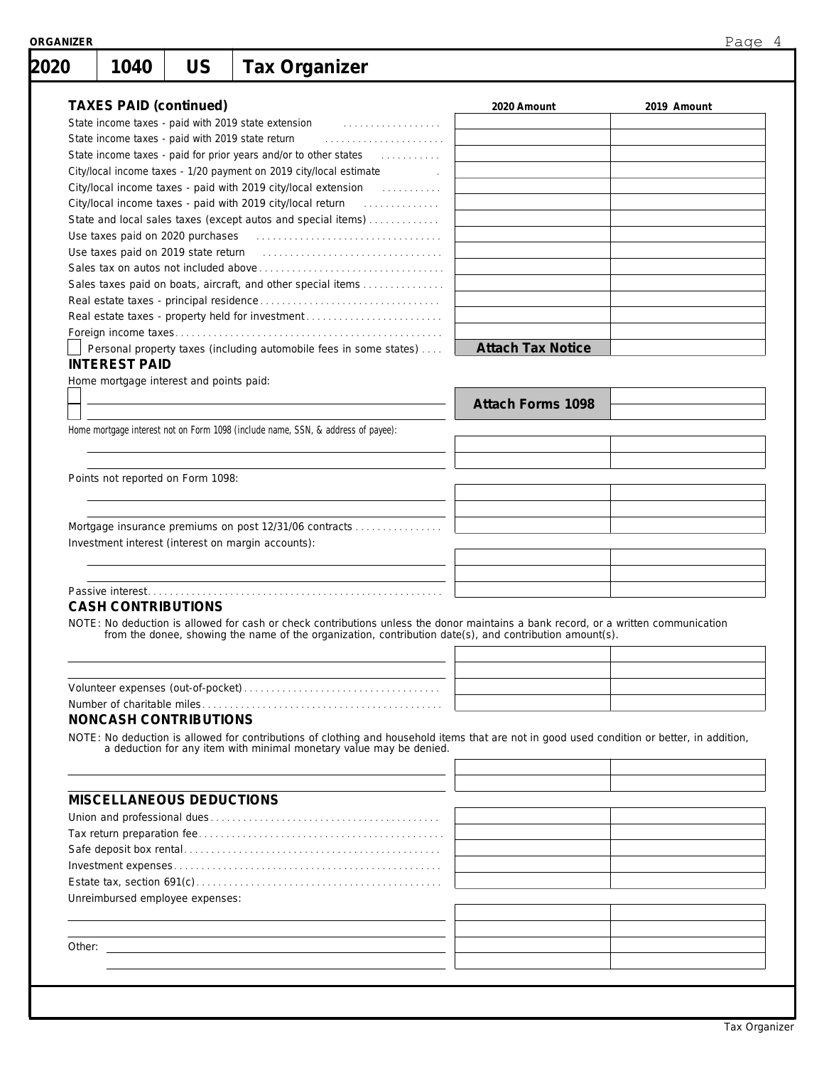# 2020 | 1040 | US | Tax Organizer

## TAXES PAID (continued)

| | 2020 Amount | 2019 Amount |
|---|---|---|
| State income taxes - paid with 2019 state extension | | |
| State income taxes - paid with 2019 state return | | |
| State income taxes - paid for prior years and/or to other states | | |
| City/local income taxes - 1/20 payment on 2019 city/local estimate | | |
| City/local income taxes - paid with 2019 city/local extension | | |
| City/local income taxes - paid with 2019 city/local return | | |
| State and local sales taxes (except autos and special items) | | |
| Use taxes paid on 2020 purchases | | |
| Use taxes paid on 2019 state return | | |
| Sales tax on autos not included above | | |
| Sales taxes paid on boats, aircraft, and other special items | | |
| Real estate taxes - principal residence | | |
| Real estate taxes - property held for investment | | |
| Foreign income taxes | | |
| ☐ Personal property taxes (including automobile fees in some states) | **Attach Tax Notice** | |

## INTEREST PAID

Home mortgage interest and points paid:

| | 2020 Amount | 2019 Amount |
|---|---|---|
| ☐ | **Attach Forms 1098** | |
| ☐ | | |

Home mortgage interest not on Form 1098 (include name, SSN, & address of payee):

| | 2020 Amount | 2019 Amount |
|---|---|---|
| | | |
| | | |

Points not reported on Form 1098:

| | 2020 Amount | 2019 Amount |
|---|---|---|
| | | |
| | | |
| Mortgage insurance premiums on post 12/31/06 contracts | | |

Investment interest (interest on margin accounts):

| | 2020 Amount | 2019 Amount |
|---|---|---|
| | | |
| | | |
| Passive interest | | |

## CASH CONTRIBUTIONS

NOTE: No deduction is allowed for cash or check contributions unless the donor maintains a bank record, or a written communication from the donee, showing the name of the organization, contribution date(s), and contribution amount(s).

| | 2020 Amount | 2019 Amount |
|---|---|---|
| | | |
| | | |
| Volunteer expenses (out-of-pocket) | | |
| Number of charitable miles | | |

## NONCASH CONTRIBUTIONS

NOTE: No deduction is allowed for contributions of clothing and household items that are not in good used condition or better, in addition, a deduction for any item with minimal monetary value may be denied.

| | 2020 Amount | 2019 Amount |
|---|---|---|
| | | |
| | | |

## MISCELLANEOUS DEDUCTIONS

| | 2020 Amount | 2019 Amount |
|---|---|---|
| Union and professional dues | | |
| Tax return preparation fee | | |
| Safe deposit box rental | | |
| Investment expenses | | |
| Estate tax, section 691(c) | | |

Unreimbursed employee expenses:

| | 2020 Amount | 2019 Amount |
|---|---|---|
| | | |
| | | |
| Other: | | |
| | | |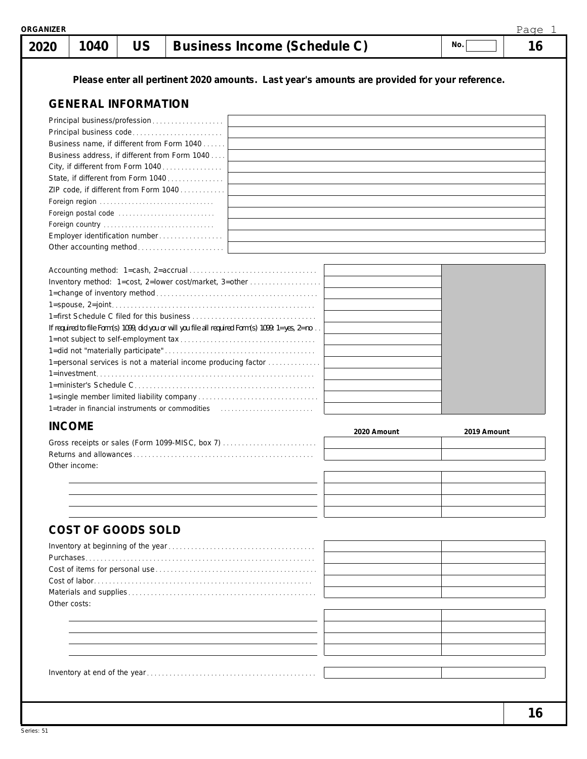ORGANIZER

| 2020 | 1040 | US | Business Income (Schedule C) | No. | 16 |
|---|---|---|---|---|---|

**Please enter all pertinent 2020 amounts. Last year's amounts are provided for your reference.**

## GENERAL INFORMATION

| Field | Value |
|---|---|
| Principal business/profession | |
| Principal business code | |
| Business name, if different from Form 1040 | |
| Business address, if different from Form 1040 | |
| City, if different from Form 1040 | |
| State, if different from Form 1040 | |
| ZIP code, if different from Form 1040 | |
| Foreign region | |
| Foreign postal code | |
| Foreign country | |
| Employer identification number | |
| Other accounting method | |

| Item | Value | |
|---|---|---|
| Accounting method: 1=cash, 2=accrual | | |
| Inventory method: 1=cost, 2=lower cost/market, 3=other | | |
| 1=change of inventory method | | |
| 1=spouse, 2=joint | | |
| 1=first Schedule C filed for this business | | |
| If required to file Form(s) 1099, did you or will you file all required Form(s) 1099: 1=yes, 2=no | | |
| 1=not subject to self-employment tax | | |
| 1=did not "materially participate" | | |
| 1=personal services is not a material income producing factor | | |
| 1=investment | | |
| 1=minister's Schedule C | | |
| 1=single member limited liability company | | |
| 1=trader in financial instruments or commodities | | |

## INCOME

| | 2020 Amount | 2019 Amount |
|---|---|---|
| Gross receipts or sales (Form 1099-MISC, box 7) | | |
| Returns and allowances | | |
| Other income: | | |
| | | |
| | | |
| | | |
| | | |

## COST OF GOODS SOLD

| | 2020 Amount | 2019 Amount |
|---|---|---|
| Inventory at beginning of the year | | |
| Purchases | | |
| Cost of items for personal use | | |
| Cost of labor | | |
| Materials and supplies | | |
| Other costs: | | |
| | | |
| | | |
| | | |
| | | |
| Inventory at end of the year | | |

16

Series: 51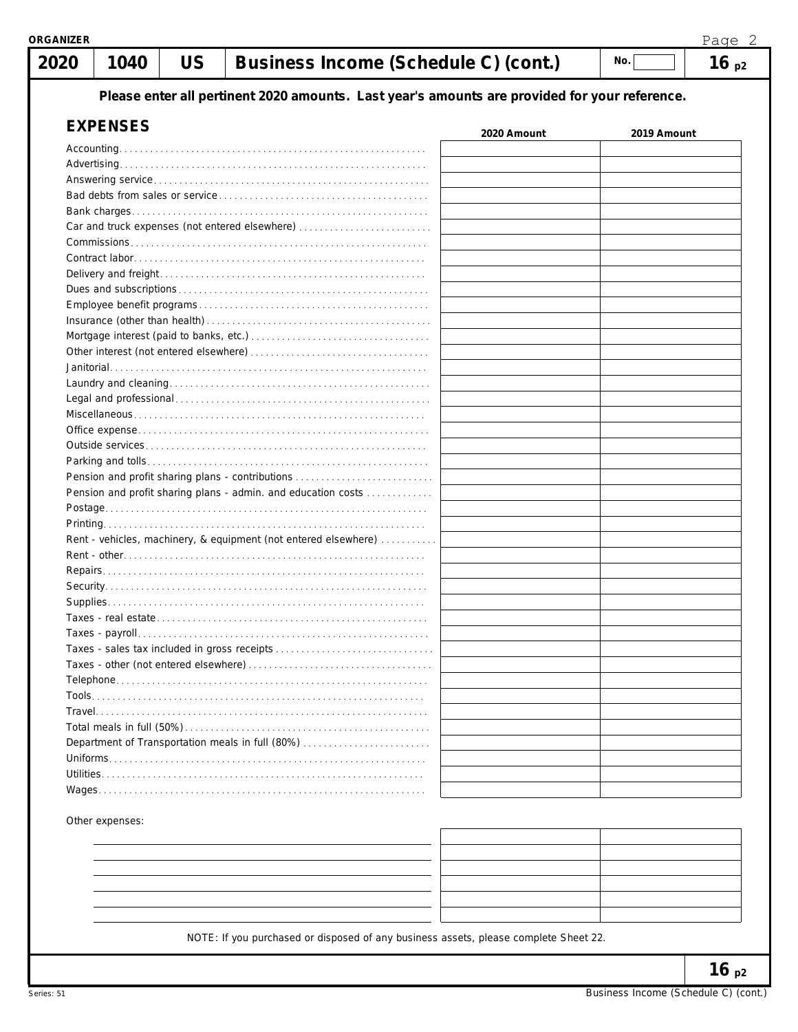ORGANIZER

# 2020 | 1040 | US | Business Income (Schedule C) (cont.) | No. | 16 p2

**Please enter all pertinent 2020 amounts. Last year's amounts are provided for your reference.**

## EXPENSES

| | 2020 Amount | 2019 Amount |
|---|---|---|
| Accounting | | |
| Advertising | | |
| Answering service | | |
| Bad debts from sales or service | | |
| Bank charges | | |
| Car and truck expenses (not entered elsewhere) | | |
| Commissions | | |
| Contract labor | | |
| Delivery and freight | | |
| Dues and subscriptions | | |
| Employee benefit programs | | |
| Insurance (other than health) | | |
| Mortgage interest (paid to banks, etc.) | | |
| Other interest (not entered elsewhere) | | |
| Janitorial | | |
| Laundry and cleaning | | |
| Legal and professional | | |
| Miscellaneous | | |
| Office expense | | |
| Outside services | | |
| Parking and tolls | | |
| Pension and profit sharing plans - contributions | | |
| Pension and profit sharing plans - admin. and education costs | | |
| Postage | | |
| Printing | | |
| Rent - vehicles, machinery, & equipment (not entered elsewhere) | | |
| Rent - other | | |
| Repairs | | |
| Security | | |
| Supplies | | |
| Taxes - real estate | | |
| Taxes - payroll | | |
| Taxes - sales tax included in gross receipts | | |
| Taxes - other (not entered elsewhere) | | |
| Telephone | | |
| Tools | | |
| Travel | | |
| Total meals in full (50%) | | |
| Department of Transportation meals in full (80%) | | |
| Uniforms | | |
| Utilities | | |
| Wages | | |

Other expenses:

| | 2020 Amount | 2019 Amount |
|---|---|---|
| | | |
| | | |
| | | |
| | | |
| | | |
| | | |

NOTE: If you purchased or disposed of any business assets, please complete Sheet 22.

16 p2

Business Income (Schedule C) (cont.)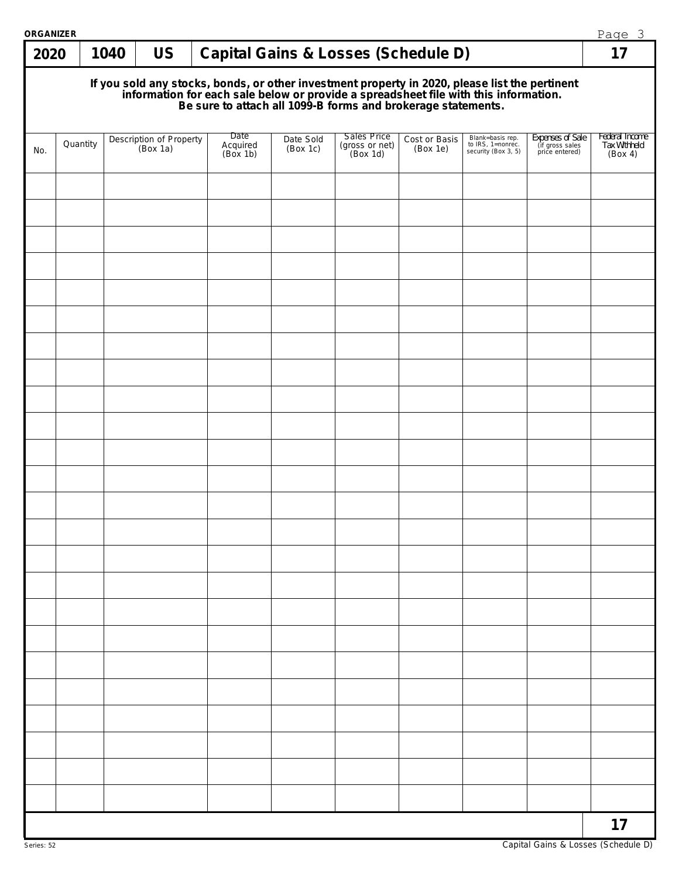**ORGANIZER**

# 2020 | 1040 | US | Capital Gains & Losses (Schedule D) | 17

**If you sold any stocks, bonds, or other investment property in 2020, please list the pertinent information for each sale below or provide a spreadsheet file with this information. Be sure to attach all 1099-B forms and brokerage statements.**

| No. | Quantity | Description of Property (Box 1a) | Date Acquired (Box 1b) | Date Sold (Box 1c) | Sales Price (gross or net) (Box 1d) | Cost or Basis (Box 1e) | Blank=basis rep. to IRS, 1=nonrec. security (Box 3, 5) | Expenses of Sale (if gross sales price entered) | Federal Income Tax Withheld (Box 4) |
|---|---|---|---|---|---|---|---|---|---|
| | | | | | | | | | |
| | | | | | | | | | |
| | | | | | | | | | |
| | | | | | | | | | |
| | | | | | | | | | |
| | | | | | | | | | |
| | | | | | | | | | |
| | | | | | | | | | |
| | | | | | | | | | |
| | | | | | | | | | |
| | | | | | | | | | |
| | | | | | | | | | |
| | | | | | | | | | |
| | | | | | | | | | |
| | | | | | | | | | |
| | | | | | | | | | |
| | | | | | | | | | |
| | | | | | | | | | |
| | | | | | | | | | |
| | | | | | | | | | |
| | | | | | | | | | |
| | | | | | | | | | |
| | | | | | | | | | |
| | | | | | | | | | |

17

Series: 52

Capital Gains & Losses (Schedule D)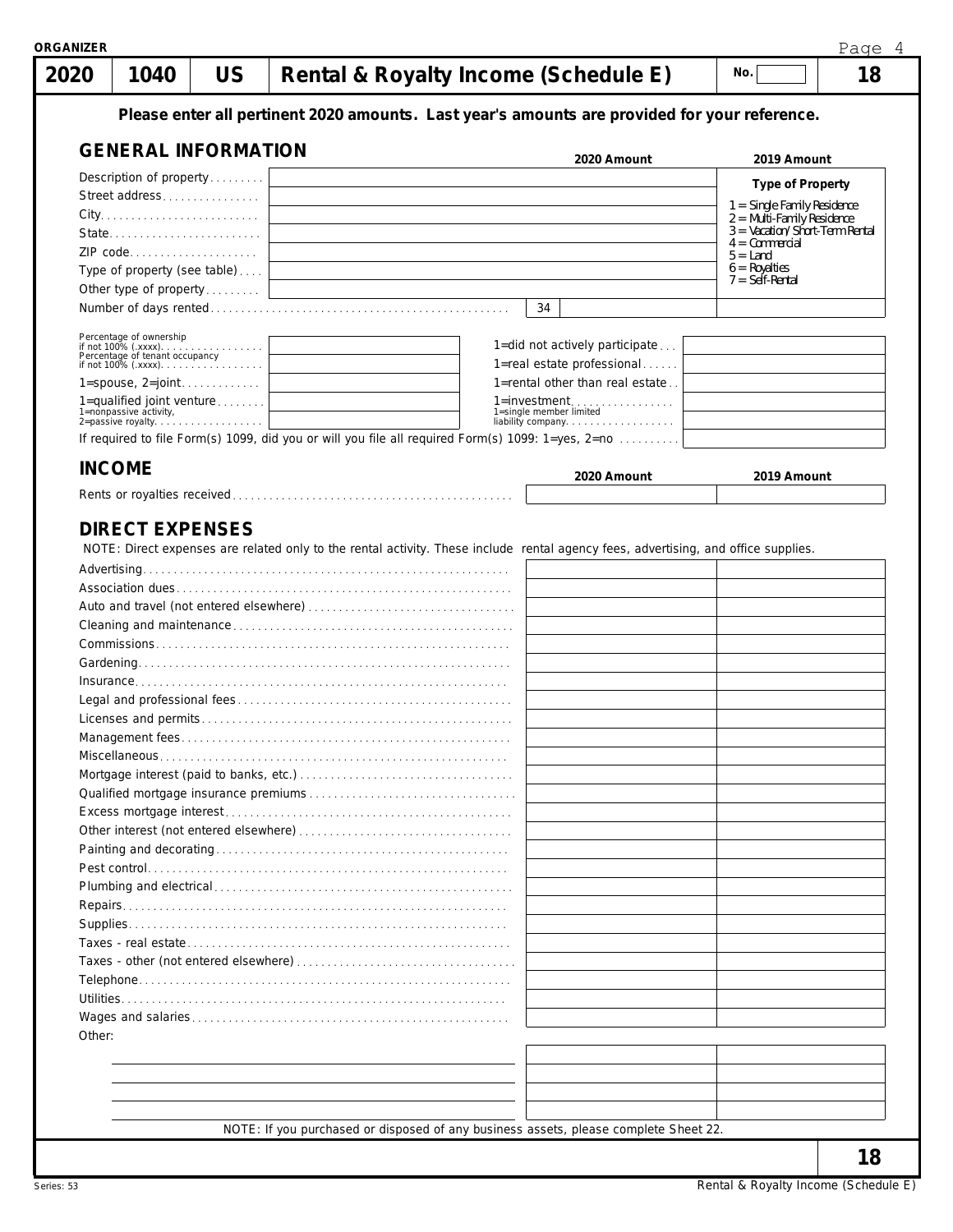ORGANIZER

| 2020 | 1040 | US | Rental & Royalty Income (Schedule E) | No. | 18 |
|---|---|---|---|---|---|

**Please enter all pertinent 2020 amounts. Last year's amounts are provided for your reference.**

## GENERAL INFORMATION

| | 2020 Amount | 2019 Amount |
|---|---|---|
| Description of property | | **Type of Property** |
| Street address | | 1 = Single Family Residence |
| City | | 2 = Multi-Family Residence |
| State | | 3 = Vacation/Short-Term Rental |
| ZIP code | | 4 = Commercial |
| Type of property (see table) | | 5 = Land; 6 = Royalties |
| Other type of property | | 7 = Self-Rental |
| Number of days rented | 34 | |

| | | | |
|---|---|---|---|
| Percentage of ownership if not 100% (.xxxx) | | 1=did not actively participate | |
| Percentage of tenant occupancy if not 100% (.xxxx) | | 1=real estate professional | |
| 1=spouse, 2=joint | | 1=rental other than real estate | |
| 1=qualified joint venture | | 1=investment | |
| 1=nonpassive activity, 2=passive royalty | | 1=single member limited liability company | |

If required to file Form(s) 1099, did you or will you file all required Form(s) 1099: 1=yes, 2=no

## INCOME

| | 2020 Amount | 2019 Amount |
|---|---|---|
| Rents or royalties received | | |

## DIRECT EXPENSES

NOTE: Direct expenses are related only to the rental activity. These include rental agency fees, advertising, and office supplies.

| | 2020 Amount | 2019 Amount |
|---|---|---|
| Advertising | | |
| Association dues | | |
| Auto and travel (not entered elsewhere) | | |
| Cleaning and maintenance | | |
| Commissions | | |
| Gardening | | |
| Insurance | | |
| Legal and professional fees | | |
| Licenses and permits | | |
| Management fees | | |
| Miscellaneous | | |
| Mortgage interest (paid to banks, etc.) | | |
| Qualified mortgage insurance premiums | | |
| Excess mortgage interest | | |
| Other interest (not entered elsewhere) | | |
| Painting and decorating | | |
| Pest control | | |
| Plumbing and electrical | | |
| Repairs | | |
| Supplies | | |
| Taxes - real estate | | |
| Taxes - other (not entered elsewhere) | | |
| Telephone | | |
| Utilities | | |
| Wages and salaries | | |
| Other: | | |
| | | |
| | | |
| | | |
| | | |

NOTE: If you purchased or disposed of any business assets, please complete Sheet 22.

18

Series: 53

Rental & Royalty Income (Schedule E)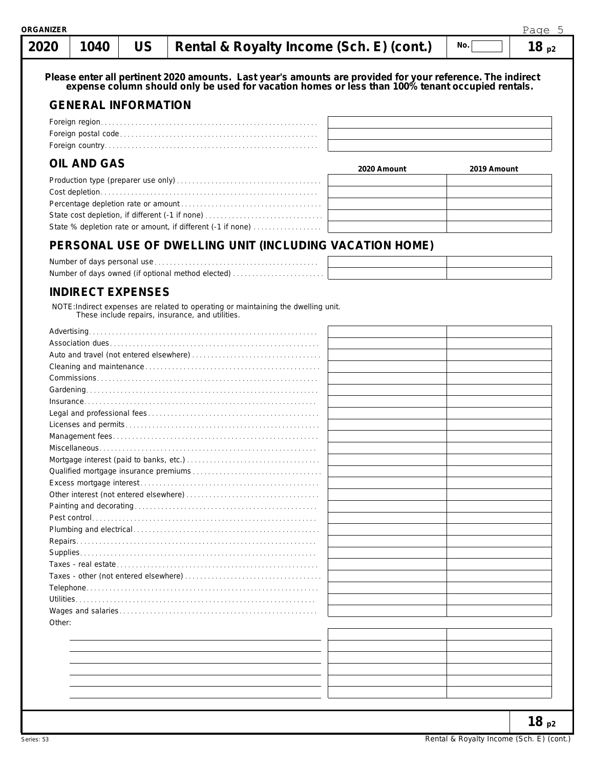# 2020 | 1040 | US | Rental & Royalty Income (Sch. E) (cont.) | No. | 18 p2

**Please enter all pertinent 2020 amounts. Last year's amounts are provided for your reference. The indirect expense column should only be used for vacation homes or less than 100% tenant occupied rentals.**

## GENERAL INFORMATION

| | |
|---|---|
| Foreign region | |
| Foreign postal code | |
| Foreign country | |

## OIL AND GAS

| | 2020 Amount | 2019 Amount |
|---|---|---|
| Production type (preparer use only) | | |
| Cost depletion | | |
| Percentage depletion rate or amount | | |
| State cost depletion, if different (-1 if none) | | |
| State % depletion rate or amount, if different (-1 if none) | | |

## PERSONAL USE OF DWELLING UNIT (INCLUDING VACATION HOME)

| | 2020 Amount | 2019 Amount |
|---|---|---|
| Number of days personal use | | |
| Number of days owned (if optional method elected) | | |

## INDIRECT EXPENSES

NOTE: Indirect expenses are related to operating or maintaining the dwelling unit. These include repairs, insurance, and utilities.

| | 2020 Amount | 2019 Amount |
|---|---|---|
| Advertising | | |
| Association dues | | |
| Auto and travel (not entered elsewhere) | | |
| Cleaning and maintenance | | |
| Commissions | | |
| Gardening | | |
| Insurance | | |
| Legal and professional fees | | |
| Licenses and permits | | |
| Management fees | | |
| Miscellaneous | | |
| Mortgage interest (paid to banks, etc.) | | |
| Qualified mortgage insurance premiums | | |
| Excess mortgage interest | | |
| Other interest (not entered elsewhere) | | |
| Painting and decorating | | |
| Pest control | | |
| Plumbing and electrical | | |
| Repairs | | |
| Supplies | | |
| Taxes - real estate | | |
| Taxes - other (not entered elsewhere) | | |
| Telephone | | |
| Utilities | | |
| Wages and salaries | | |
| Other: | | |
| | | |
| | | |
| | | |
| | | |
| | | |
| | | |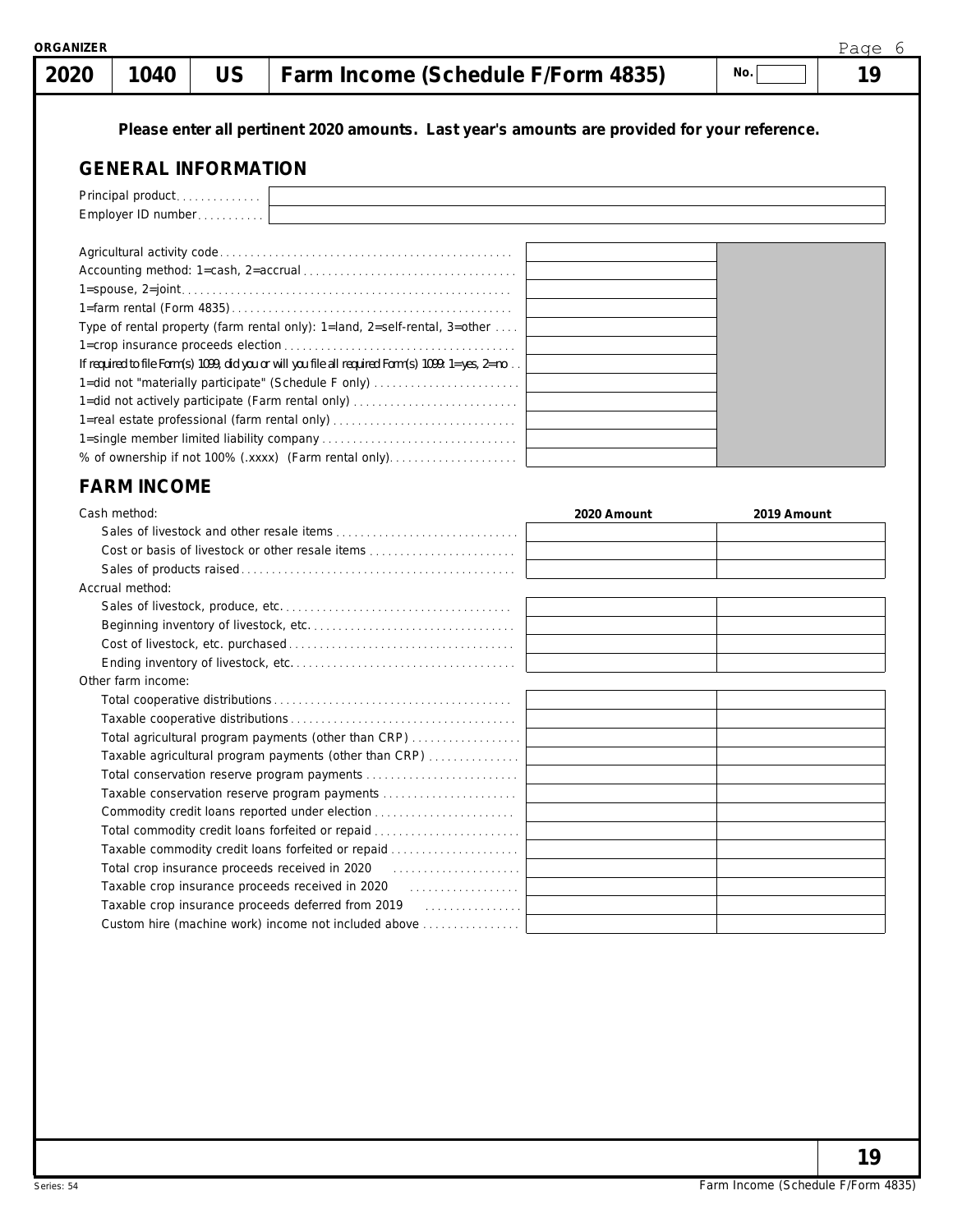ORGANIZER

| 2020 | 1040 | US | Farm Income (Schedule F/Form 4835) | No. | 19 |
|---|---|---|---|---|---|

**Please enter all pertinent 2020 amounts. Last year's amounts are provided for your reference.**

## GENERAL INFORMATION

| | |
|---|---|
| Principal product | |
| Employer ID number | |

| | | |
|---|---|---|
| Agricultural activity code | | |
| Accounting method: 1=cash, 2=accrual | | |
| 1=spouse, 2=joint | | |
| 1=farm rental (Form 4835) | | |
| Type of rental property (farm rental only): 1=land, 2=self-rental, 3=other | | |
| 1=crop insurance proceeds election | | |
| If required to file Form(s) 1099, did you or will you file all required Form(s) 1099: 1=yes, 2=no | | |
| 1=did not "materially participate" (Schedule F only) | | |
| 1=did not actively participate (Farm rental only) | | |
| 1=real estate professional (farm rental only) | | |
| 1=single member limited liability company | | |
| % of ownership if not 100% (.xxxx) (Farm rental only) | | |

## FARM INCOME

| | 2020 Amount | 2019 Amount |
|---|---|---|
| Cash method: | | |
| Sales of livestock and other resale items | | |
| Cost or basis of livestock or other resale items | | |
| Sales of products raised | | |
| Accrual method: | | |
| Sales of livestock, produce, etc. | | |
| Beginning inventory of livestock, etc. | | |
| Cost of livestock, etc. purchased | | |
| Ending inventory of livestock, etc. | | |
| Other farm income: | | |
| Total cooperative distributions | | |
| Taxable cooperative distributions | | |
| Total agricultural program payments (other than CRP) | | |
| Taxable agricultural program payments (other than CRP) | | |
| Total conservation reserve program payments | | |
| Taxable conservation reserve program payments | | |
| Commodity credit loans reported under election | | |
| Total commodity credit loans forfeited or repaid | | |
| Taxable commodity credit loans forfeited or repaid | | |
| Total crop insurance proceeds received in 2020 | | |
| Taxable crop insurance proceeds received in 2020 | | |
| Taxable crop insurance proceeds deferred from 2019 | | |
| Custom hire (machine work) income not included above | | |

Series: 54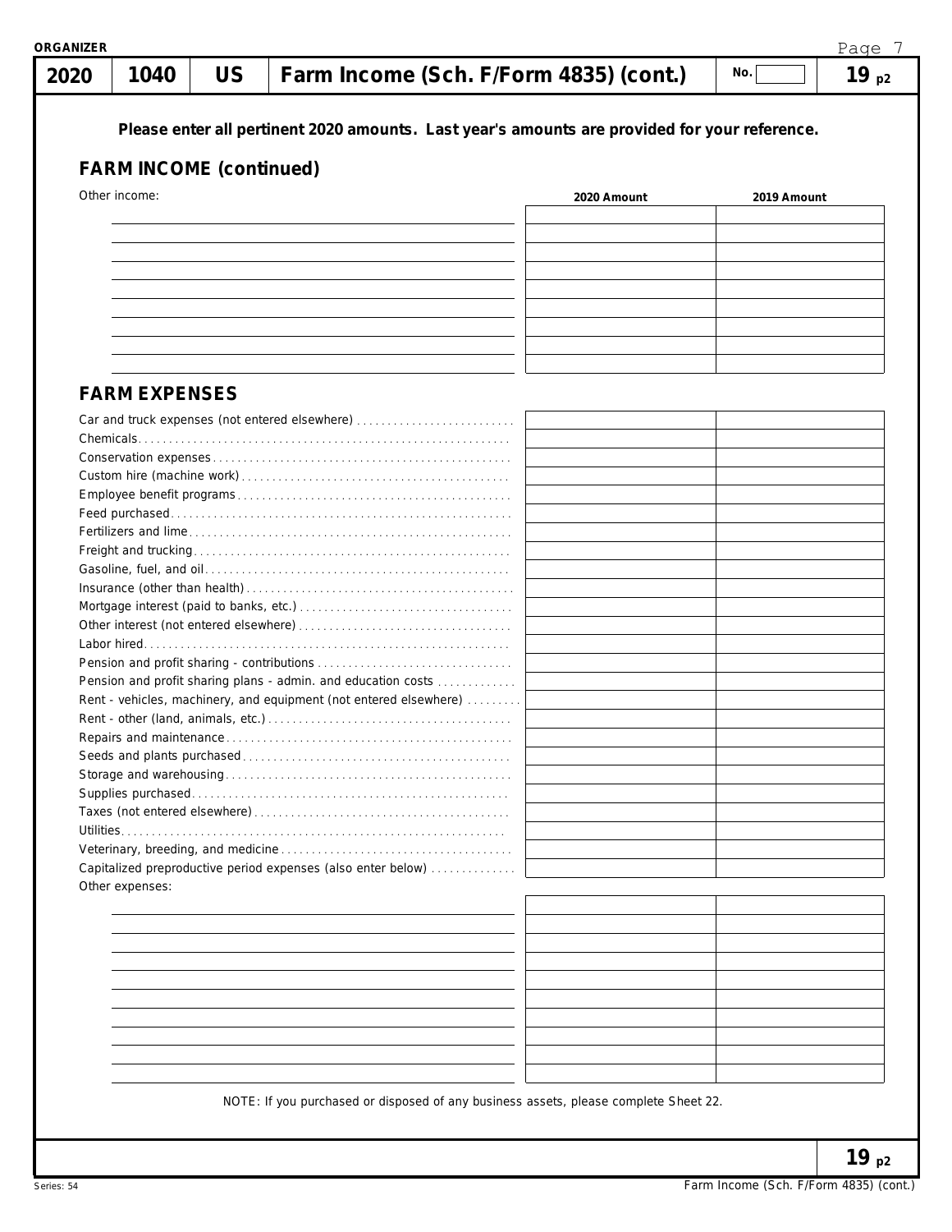| 2020 | 1040 | US | Farm Income (Sch. F/Form 4835) (cont.) | No. | 19 p2 |
|---|---|---|---|---|---|

**Please enter all pertinent 2020 amounts. Last year's amounts are provided for your reference.**

## FARM INCOME (continued)

| Other income: | 2020 Amount | 2019 Amount |
|---|---|---|
| | | |
| | | |
| | | |
| | | |
| | | |
| | | |
| | | |
| | | |
| | | |

## FARM EXPENSES

| | 2020 Amount | 2019 Amount |
|---|---|---|
| Car and truck expenses (not entered elsewhere) | | |
| Chemicals | | |
| Conservation expenses | | |
| Custom hire (machine work) | | |
| Employee benefit programs | | |
| Feed purchased | | |
| Fertilizers and lime | | |
| Freight and trucking | | |
| Gasoline, fuel, and oil | | |
| Insurance (other than health) | | |
| Mortgage interest (paid to banks, etc.) | | |
| Other interest (not entered elsewhere) | | |
| Labor hired | | |
| Pension and profit sharing - contributions | | |
| Pension and profit sharing plans - admin. and education costs | | |
| Rent - vehicles, machinery, and equipment (not entered elsewhere) | | |
| Rent - other (land, animals, etc.) | | |
| Repairs and maintenance | | |
| Seeds and plants purchased | | |
| Storage and warehousing | | |
| Supplies purchased | | |
| Taxes (not entered elsewhere) | | |
| Utilities | | |
| Veterinary, breeding, and medicine | | |
| Capitalized preproductive period expenses (also enter below) | | |

| Other expenses: | 2020 Amount | 2019 Amount |
|---|---|---|
| | | |
| | | |
| | | |
| | | |
| | | |
| | | |
| | | |
| | | |
| | | |
| | | |

NOTE: If you purchased or disposed of any business assets, please complete Sheet 22.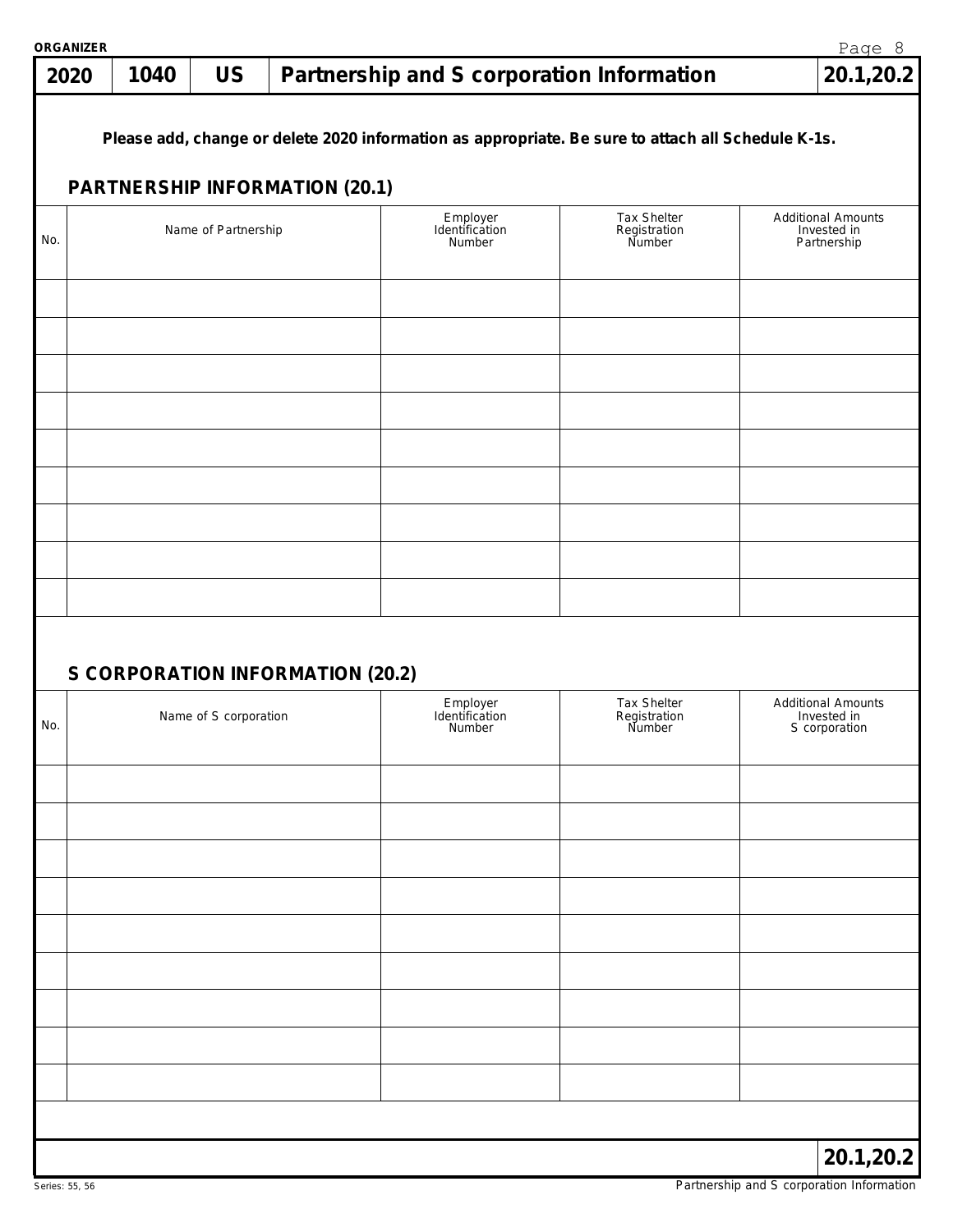# 2020 | 1040 | US | Partnership and S corporation Information | 20.1,20.2

**Please add, change or delete 2020 information as appropriate. Be sure to attach all Schedule K-1s.**

## PARTNERSHIP INFORMATION (20.1)

| No. | Name of Partnership | Employer Identification Number | Tax Shelter Registration Number | Additional Amounts Invested in Partnership |
|---|---|---|---|---|
| | | | | |
| | | | | |
| | | | | |
| | | | | |
| | | | | |
| | | | | |
| | | | | |
| | | | | |
| | | | | |

## S CORPORATION INFORMATION (20.2)

| No. | Name of S corporation | Employer Identification Number | Tax Shelter Registration Number | Additional Amounts Invested in S corporation |
|---|---|---|---|---|
| | | | | |
| | | | | |
| | | | | |
| | | | | |
| | | | | |
| | | | | |
| | | | | |
| | | | | |
| | | | | |

20.1,20.2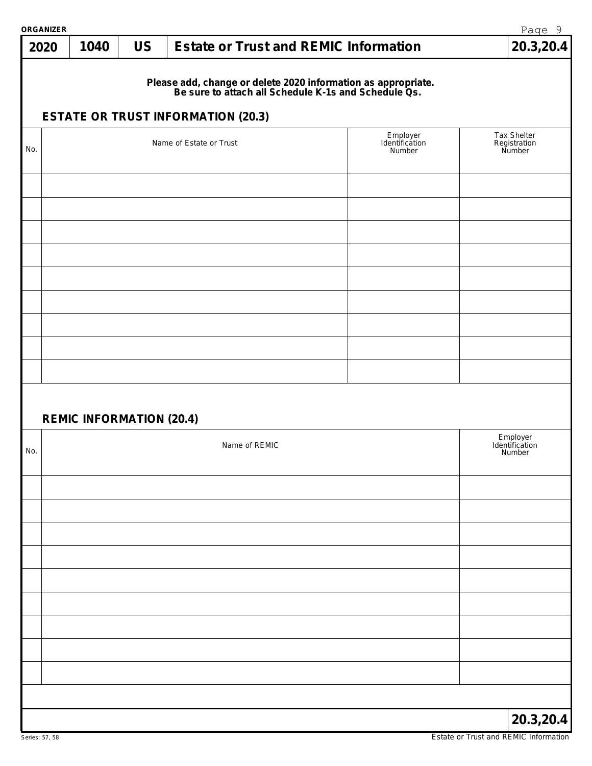ORGANIZER

| 2020 | 1040 | US | Estate or Trust and REMIC Information | 20.3,20.4 |
|---|---|---|---|---|

**Please add, change or delete 2020 information as appropriate.**
**Be sure to attach all Schedule K-1s and Schedule Qs.**

## ESTATE OR TRUST INFORMATION (20.3)

| No. | Name of Estate or Trust | Employer Identification Number | Tax Shelter Registration Number |
|---|---|---|---|
| | | | |
| | | | |
| | | | |
| | | | |
| | | | |
| | | | |
| | | | |
| | | | |
| | | | |

## REMIC INFORMATION (20.4)

| No. | Name of REMIC | Employer Identification Number |
|---|---|---|
| | | |
| | | |
| | | |
| | | |
| | | |
| | | |
| | | |
| | | |
| | | |

20.3,20.4

Series: 57, 58

Estate or Trust and REMIC Information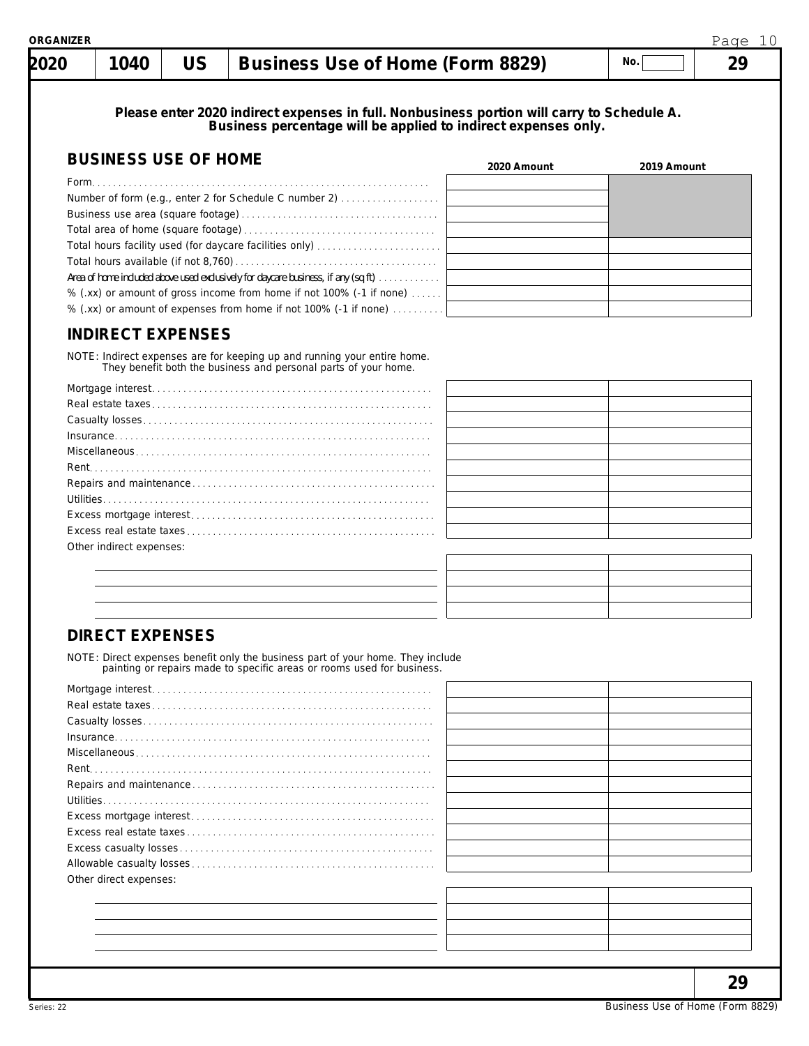**ORGANIZER**

| 2020 | 1040 | US | Business Use of Home (Form 8829) | No. | 29 |
|---|---|---|---|---|---|

**Please enter 2020 indirect expenses in full. Nonbusiness portion will carry to Schedule A. Business percentage will be applied to indirect expenses only.**

## BUSINESS USE OF HOME

| | 2020 Amount | 2019 Amount |
|---|---|---|
| Form | | |
| Number of form (e.g., enter 2 for Schedule C number 2) | | |
| Business use area (square footage) | | |
| Total area of home (square footage) | | |
| Total hours facility used (for daycare facilities only) | | |
| Total hours available (if not 8,760) | | |
| Area of home included above used exclusively for daycare business, if any (sq ft) | | |
| % (.xx) or amount of gross income from home if not 100% (-1 if none) | | |
| % (.xx) or amount of expenses from home if not 100% (-1 if none) | | |

## INDIRECT EXPENSES

NOTE: Indirect expenses are for keeping up and running your entire home. They benefit both the business and personal parts of your home.

| | 2020 Amount | 2019 Amount |
|---|---|---|
| Mortgage interest | | |
| Real estate taxes | | |
| Casualty losses | | |
| Insurance | | |
| Miscellaneous | | |
| Rent | | |
| Repairs and maintenance | | |
| Utilities | | |
| Excess mortgage interest | | |
| Excess real estate taxes | | |
| Other indirect expenses: | | |
| | | |
| | | |
| | | |
| | | |

## DIRECT EXPENSES

NOTE: Direct expenses benefit only the business part of your home. They include painting or repairs made to specific areas or rooms used for business.

| | 2020 Amount | 2019 Amount |
|---|---|---|
| Mortgage interest | | |
| Real estate taxes | | |
| Casualty losses | | |
| Insurance | | |
| Miscellaneous | | |
| Rent | | |
| Repairs and maintenance | | |
| Utilities | | |
| Excess mortgage interest | | |
| Excess real estate taxes | | |
| Excess casualty losses | | |
| Allowable casualty losses | | |
| Other direct expenses: | | |
| | | |
| | | |
| | | |
| | | |

29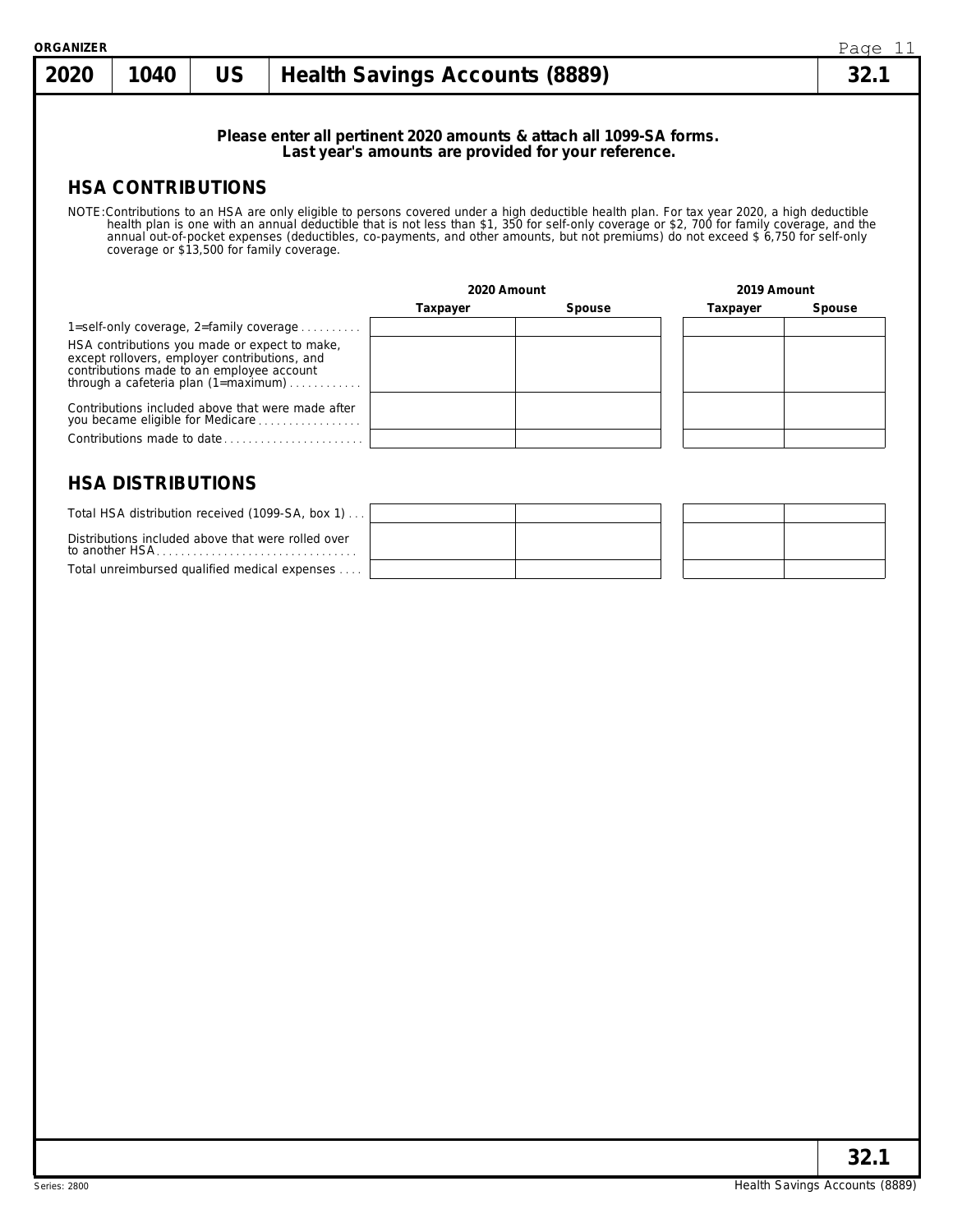# 2020 | 1040 | US | Health Savings Accounts (8889) | 32.1

**Please enter all pertinent 2020 amounts & attach all 1099-SA forms.**
**Last year's amounts are provided for your reference.**

## HSA CONTRIBUTIONS

NOTE: Contributions to an HSA are only eligible to persons covered under a high deductible health plan. For tax year 2020, a high deductible health plan is one with an annual deductible that is not less than $1, 350 for self-only coverage or $2, 700 for family coverage, and the annual out-of-pocket expenses (deductibles, co-payments, and other amounts, but not premiums) do not exceed $ 6,750 for self-only coverage or $13,500 for family coverage.

| | 2020 Amount | | 2019 Amount | |
|---|---|---|---|---|
| | Taxpayer | Spouse | Taxpayer | Spouse |
| 1=self-only coverage, 2=family coverage | | | | |
| HSA contributions you made or expect to make, except rollovers, employer contributions, and contributions made to an employee account through a cafeteria plan (1=maximum) | | | | |
| Contributions included above that were made after you became eligible for Medicare | | | | |
| Contributions made to date | | | | |

## HSA DISTRIBUTIONS

| | 2020 Taxpayer | 2020 Spouse | 2019 Taxpayer | 2019 Spouse |
|---|---|---|---|---|
| Total HSA distribution received (1099-SA, box 1) | | | | |
| Distributions included above that were rolled over to another HSA | | | | |
| Total unreimbursed qualified medical expenses | | | | |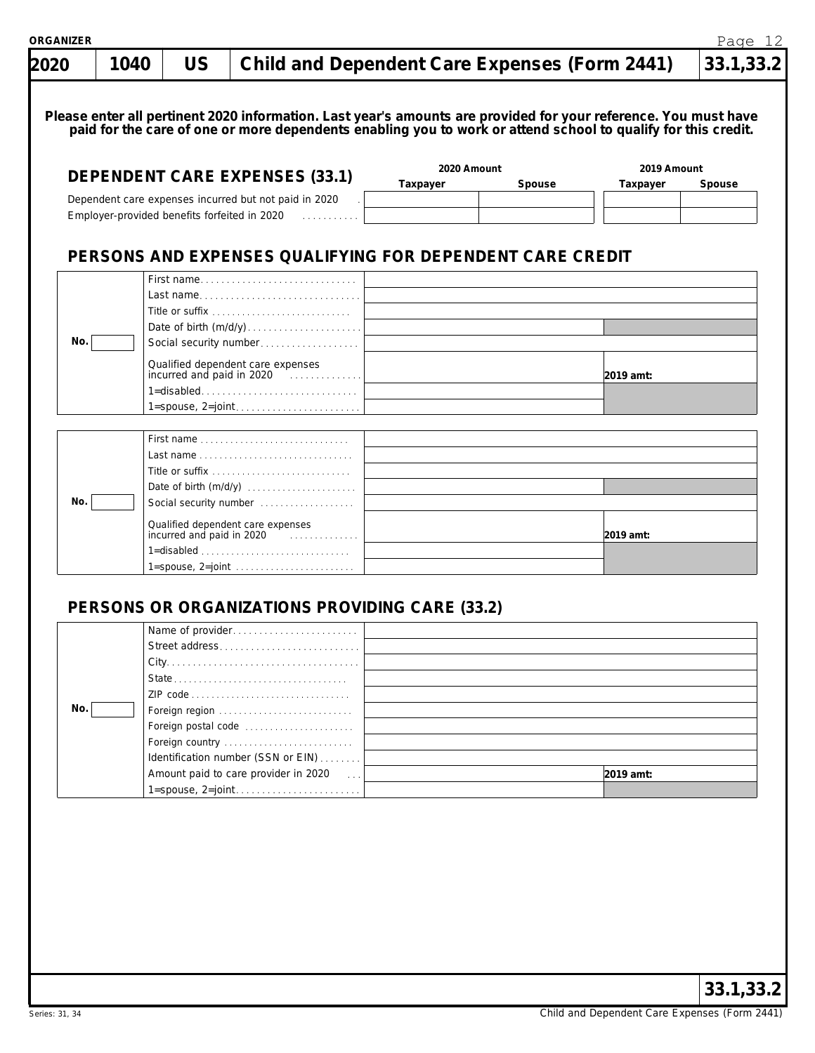ORGANIZER

| 2020 | 1040 | US | Child and Dependent Care Expenses (Form 2441) | 33.1,33.2 |
|---|---|---|---|---|

**Please enter all pertinent 2020 information. Last year's amounts are provided for your reference. You must have paid for the care of one or more dependents enabling you to work or attend school to qualify for this credit.**

## DEPENDENT CARE EXPENSES (33.1)

| | 2020 Amount | | 2019 Amount | |
|---|---|---|---|---|
| | Taxpayer | Spouse | Taxpayer | Spouse |
| Dependent care expenses incurred but not paid in 2020 | | | | |
| Employer-provided benefits forfeited in 2020 | | | | |

## PERSONS AND EXPENSES QUALIFYING FOR DEPENDENT CARE CREDIT

| No. | Field | | |
|---|---|---|---|
| | First name | | |
| | Last name | | |
| | Title or suffix | | |
| | Date of birth (m/d/y) | | |
| | Social security number | | |
| | Qualified dependent care expenses incurred and paid in 2020 | | 2019 amt: |
| | 1=disabled | | |
| | 1=spouse, 2=joint | | |

| No. | Field | | |
|---|---|---|---|
| | First name | | |
| | Last name | | |
| | Title or suffix | | |
| | Date of birth (m/d/y) | | |
| | Social security number | | |
| | Qualified dependent care expenses incurred and paid in 2020 | | 2019 amt: |
| | 1=disabled | | |
| | 1=spouse, 2=joint | | |

## PERSONS OR ORGANIZATIONS PROVIDING CARE (33.2)

| No. | Field | | |
|---|---|---|---|
| | Name of provider | | |
| | Street address | | |
| | City | | |
| | State | | |
| | ZIP code | | |
| | Foreign region | | |
| | Foreign postal code | | |
| | Foreign country | | |
| | Identification number (SSN or EIN) | | |
| | Amount paid to care provider in 2020 | | 2019 amt: |
| | 1=spouse, 2=joint | | |

33.1,33.2

Series: 31, 34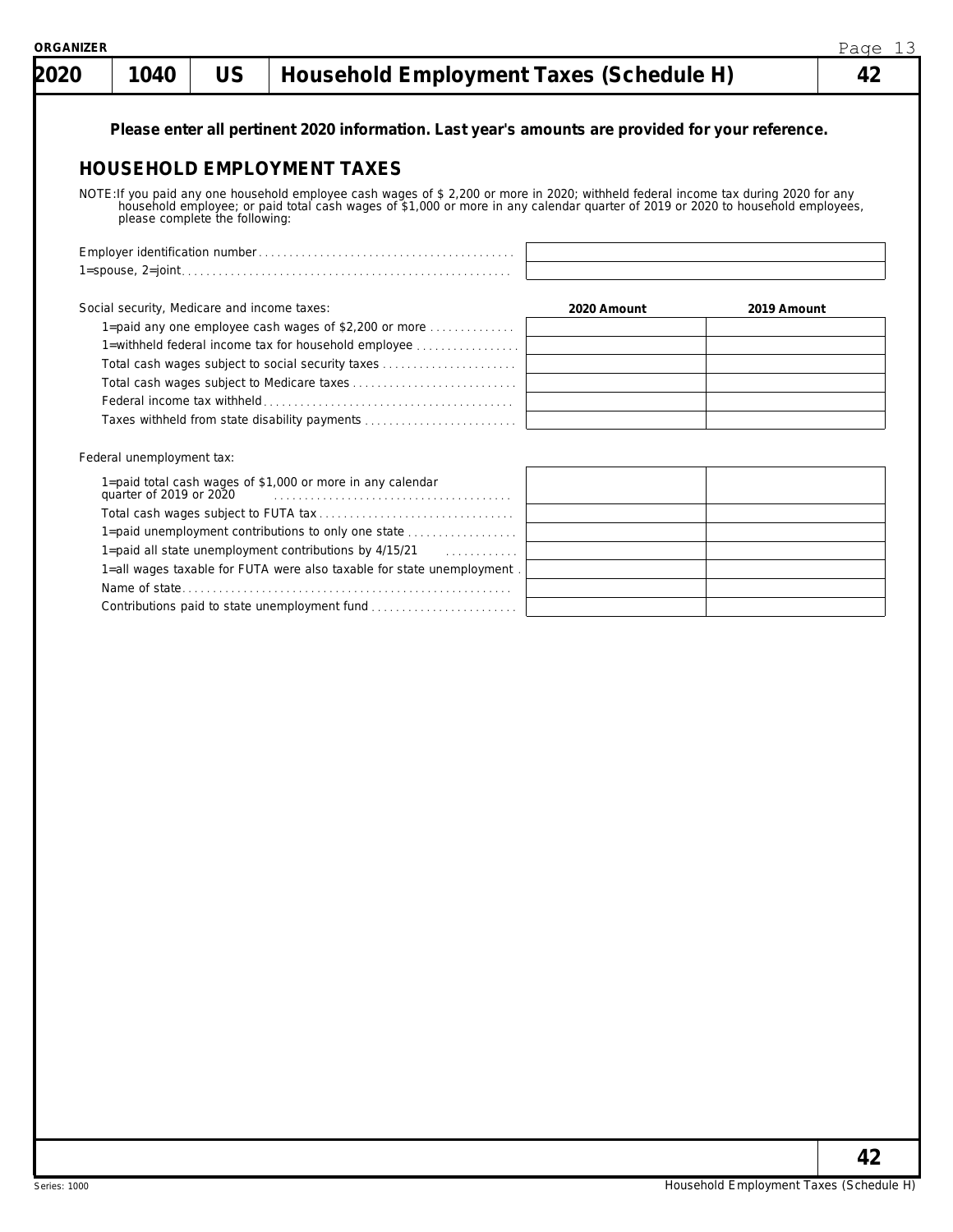# 2020 | 1040 | US | Household Employment Taxes (Schedule H) | 42

**Please enter all pertinent 2020 information. Last year's amounts are provided for your reference.**

## HOUSEHOLD EMPLOYMENT TAXES

NOTE: If you paid any one household employee cash wages of $ 2,200 or more in 2020; withheld federal income tax during 2020 for any household employee; or paid total cash wages of $1,000 or more in any calendar quarter of 2019 or 2020 to household employees, please complete the following:

| | |
|---|---|
| Employer identification number | |
| 1=spouse, 2=joint | |

Social security, Medicare and income taxes:

| | 2020 Amount | 2019 Amount |
|---|---|---|
| 1=paid any one employee cash wages of $2,200 or more | | |
| 1=withheld federal income tax for household employee | | |
| Total cash wages subject to social security taxes | | |
| Total cash wages subject to Medicare taxes | | |
| Federal income tax withheld | | |
| Taxes withheld from state disability payments | | |

Federal unemployment tax:

| | 2020 Amount | 2019 Amount |
|---|---|---|
| 1=paid total cash wages of $1,000 or more in any calendar quarter of 2019 or 2020 | | |
| Total cash wages subject to FUTA tax | | |
| 1=paid unemployment contributions to only one state | | |
| 1=paid all state unemployment contributions by 4/15/21 | | |
| 1=all wages taxable for FUTA were also taxable for state unemployment | | |
| Name of state | | |
| Contributions paid to state unemployment fund | | |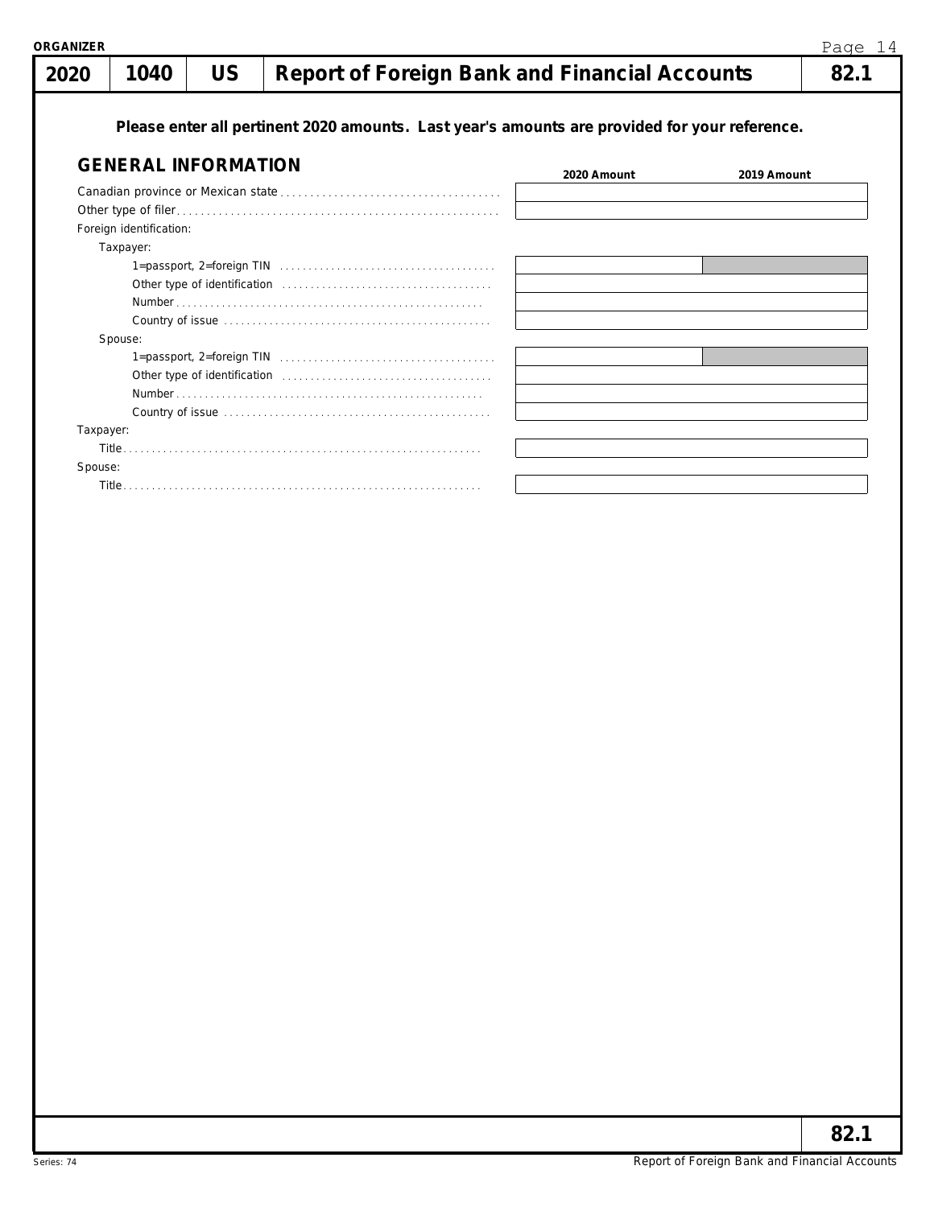# 2020 | 1040 | US | Report of Foreign Bank and Financial Accounts | 82.1

**Please enter all pertinent 2020 amounts. Last year's amounts are provided for your reference.**

## GENERAL INFORMATION

| | 2020 Amount | 2019 Amount |
|---|---|---|
| Canadian province or Mexican state | | |
| Other type of filer | | |
| Foreign identification: | | |
| Taxpayer: | | |
| 1=passport, 2=foreign TIN | | |
| Other type of identification | | |
| Number | | |
| Country of issue | | |
| Spouse: | | |
| 1=passport, 2=foreign TIN | | |
| Other type of identification | | |
| Number | | |
| Country of issue | | |
| Taxpayer: | | |
| Title | | |
| Spouse: | | |
| Title | | |

82.1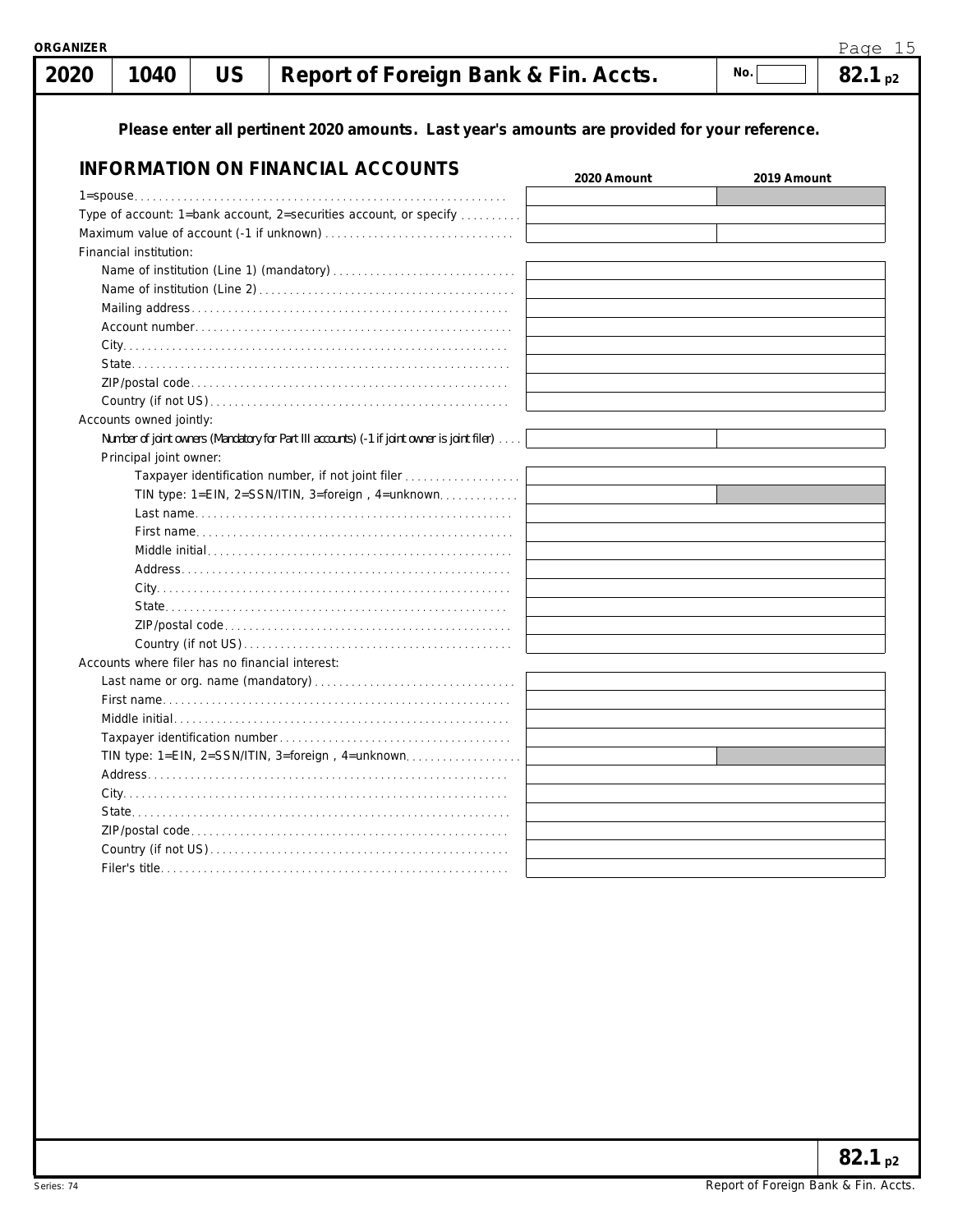# 2020 | 1040 | US | Report of Foreign Bank & Fin. Accts. | No. | 82.1 p2

**Please enter all pertinent 2020 amounts. Last year's amounts are provided for your reference.**

## INFORMATION ON FINANCIAL ACCOUNTS

| | 2020 Amount | 2019 Amount |
|---|---|---|
| 1=spouse | | |
| Type of account: 1=bank account, 2=securities account, or specify | | |
| Maximum value of account (-1 if unknown) | | |
| Financial institution: | | |
| Name of institution (Line 1) (mandatory) | | |
| Name of institution (Line 2) | | |
| Mailing address | | |
| Account number | | |
| City | | |
| State | | |
| ZIP/postal code | | |
| Country (if not US) | | |
| Accounts owned jointly: | | |
| *Number of joint owners (Mandatory for Part III accounts) (-1 if joint owner is joint filer)* | | |
| Principal joint owner: | | |
| Taxpayer identification number, if not joint filer | | |
| TIN type: 1=EIN, 2=SSN/ITIN, 3=foreign , 4=unknown | | |
| Last name | | |
| First name | | |
| Middle initial | | |
| Address | | |
| City | | |
| State | | |
| ZIP/postal code | | |
| Country (if not US) | | |
| Accounts where filer has no financial interest: | | |
| Last name or org. name (mandatory) | | |
| First name | | |
| Middle initial | | |
| Taxpayer identification number | | |
| TIN type: 1=EIN, 2=SSN/ITIN, 3=foreign , 4=unknown | | |
| Address | | |
| City | | |
| State | | |
| ZIP/postal code | | |
| Country (if not US) | | |
| Filer's title | | |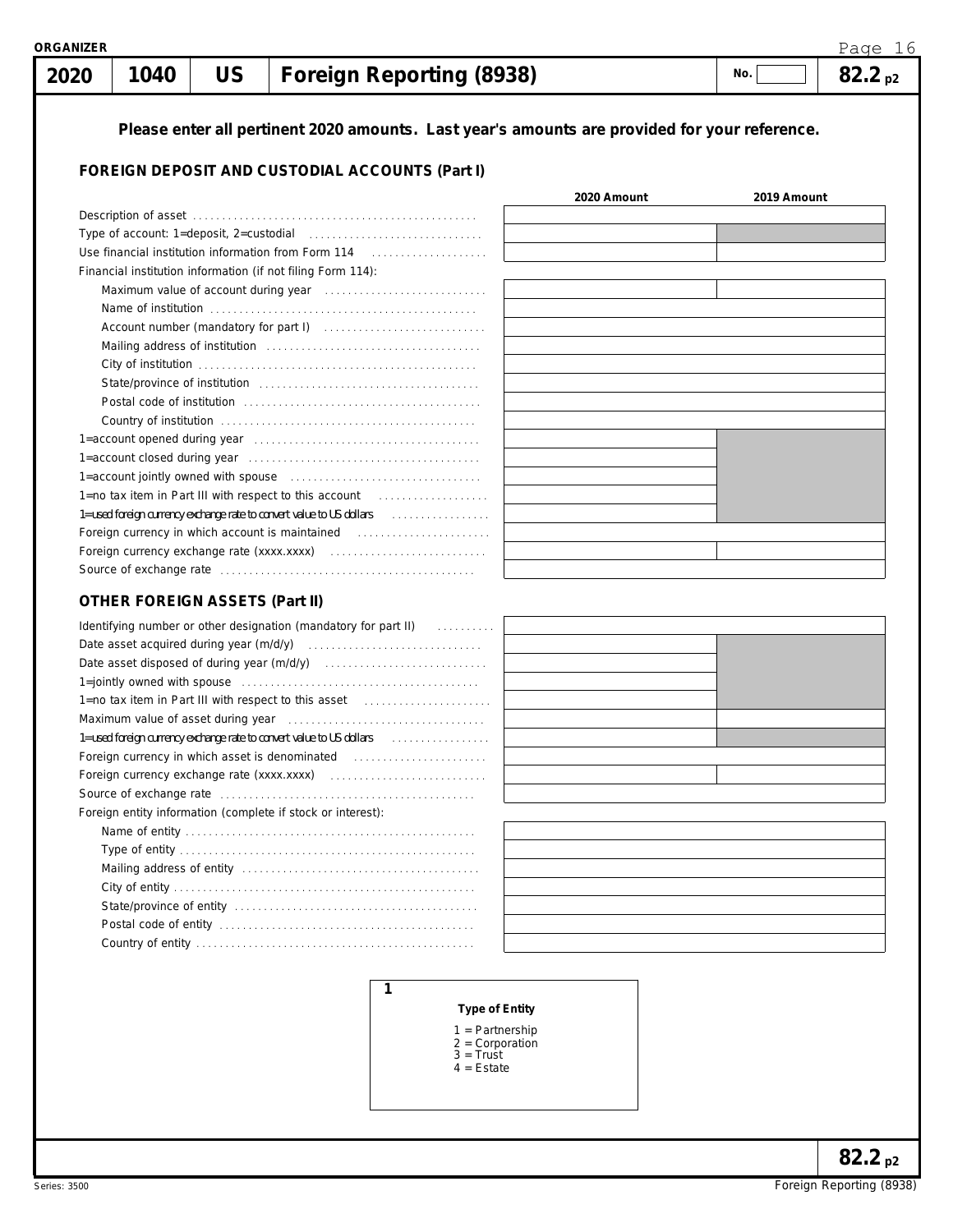**ORGANIZER**

| 2020 | 1040 | US | Foreign Reporting (8938) | No. | 82.2 p2 |
|---|---|---|---|---|---|

**Please enter all pertinent 2020 amounts. Last year's amounts are provided for your reference.**

### FOREIGN DEPOSIT AND CUSTODIAL ACCOUNTS (Part I)

| | 2020 Amount | 2019 Amount |
|---|---|---|
| Description of asset | | |
| Type of account: 1=deposit, 2=custodial | | |
| Use financial institution information from Form 114 | | |
| Financial institution information (if not filing Form 114): | | |
| Maximum value of account during year | | |
| Name of institution | | |
| Account number (mandatory for part I) | | |
| Mailing address of institution | | |
| City of institution | | |
| State/province of institution | | |
| Postal code of institution | | |
| Country of institution | | |
| 1=account opened during year | | |
| 1=account closed during year | | |
| 1=account jointly owned with spouse | | |
| 1=no tax item in Part III with respect to this account | | |
| 1=used foreign currency exchange rate to convert value to US dollars | | |
| Foreign currency in which account is maintained | | |
| Foreign currency exchange rate (xxxx.xxxx) | | |
| Source of exchange rate | | |

### OTHER FOREIGN ASSETS (Part II)

| | 2020 Amount | 2019 Amount |
|---|---|---|
| Identifying number or other designation (mandatory for part II) | | |
| Date asset acquired during year (m/d/y) | | |
| Date asset disposed of during year (m/d/y) | | |
| 1=jointly owned with spouse | | |
| 1=no tax item in Part III with respect to this asset | | |
| Maximum value of asset during year | | |
| 1=used foreign currency exchange rate to convert value to US dollars | | |
| Foreign currency in which asset is denominated | | |
| Foreign currency exchange rate (xxxx.xxxx) | | |
| Source of exchange rate | | |
| Foreign entity information (complete if stock or interest): | | |
| Name of entity | | |
| Type of entity | | |
| Mailing address of entity | | |
| City of entity | | |
| State/province of entity | | |
| Postal code of entity | | |
| Country of entity | | |

**1**

**Type of Entity**

1 = Partnership
2 = Corporation
3 = Trust
4 = Estate

Series: 3500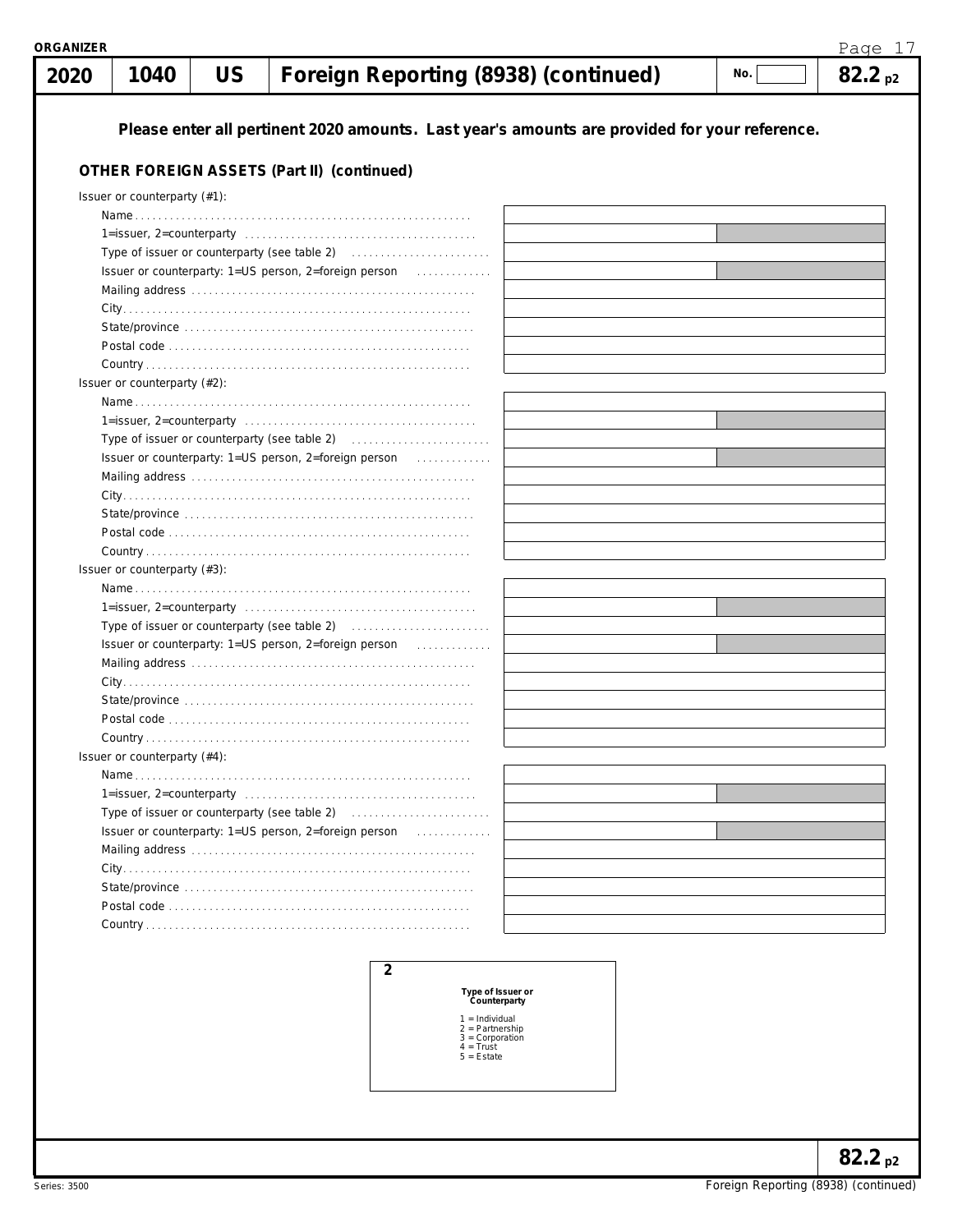# 2020 | 1040 | US | Foreign Reporting (8938) (continued) | No. | 82.2 p2

**Please enter all pertinent 2020 amounts. Last year's amounts are provided for your reference.**

### OTHER FOREIGN ASSETS (Part II) (continued)

Issuer or counterparty (#1):

| | |
|---|---|
| Name | |
| 1=issuer, 2=counterparty | |
| Type of issuer or counterparty (see table 2) | |
| Issuer or counterparty: 1=US person, 2=foreign person | |
| Mailing address | |
| City | |
| State/province | |
| Postal code | |
| Country | |

Issuer or counterparty (#2):

| | |
|---|---|
| Name | |
| 1=issuer, 2=counterparty | |
| Type of issuer or counterparty (see table 2) | |
| Issuer or counterparty: 1=US person, 2=foreign person | |
| Mailing address | |
| City | |
| State/province | |
| Postal code | |
| Country | |

Issuer or counterparty (#3):

| | |
|---|---|
| Name | |
| 1=issuer, 2=counterparty | |
| Type of issuer or counterparty (see table 2) | |
| Issuer or counterparty: 1=US person, 2=foreign person | |
| Mailing address | |
| City | |
| State/province | |
| Postal code | |
| Country | |

Issuer or counterparty (#4):

| | |
|---|---|
| Name | |
| 1=issuer, 2=counterparty | |
| Type of issuer or counterparty (see table 2) | |
| Issuer or counterparty: 1=US person, 2=foreign person | |
| Mailing address | |
| City | |
| State/province | |
| Postal code | |
| Country | |

**2**

**Type of Issuer or Counterparty**

1 = Individual
2 = Partnership
3 = Corporation
4 = Trust
5 = Estate

82.2 p2